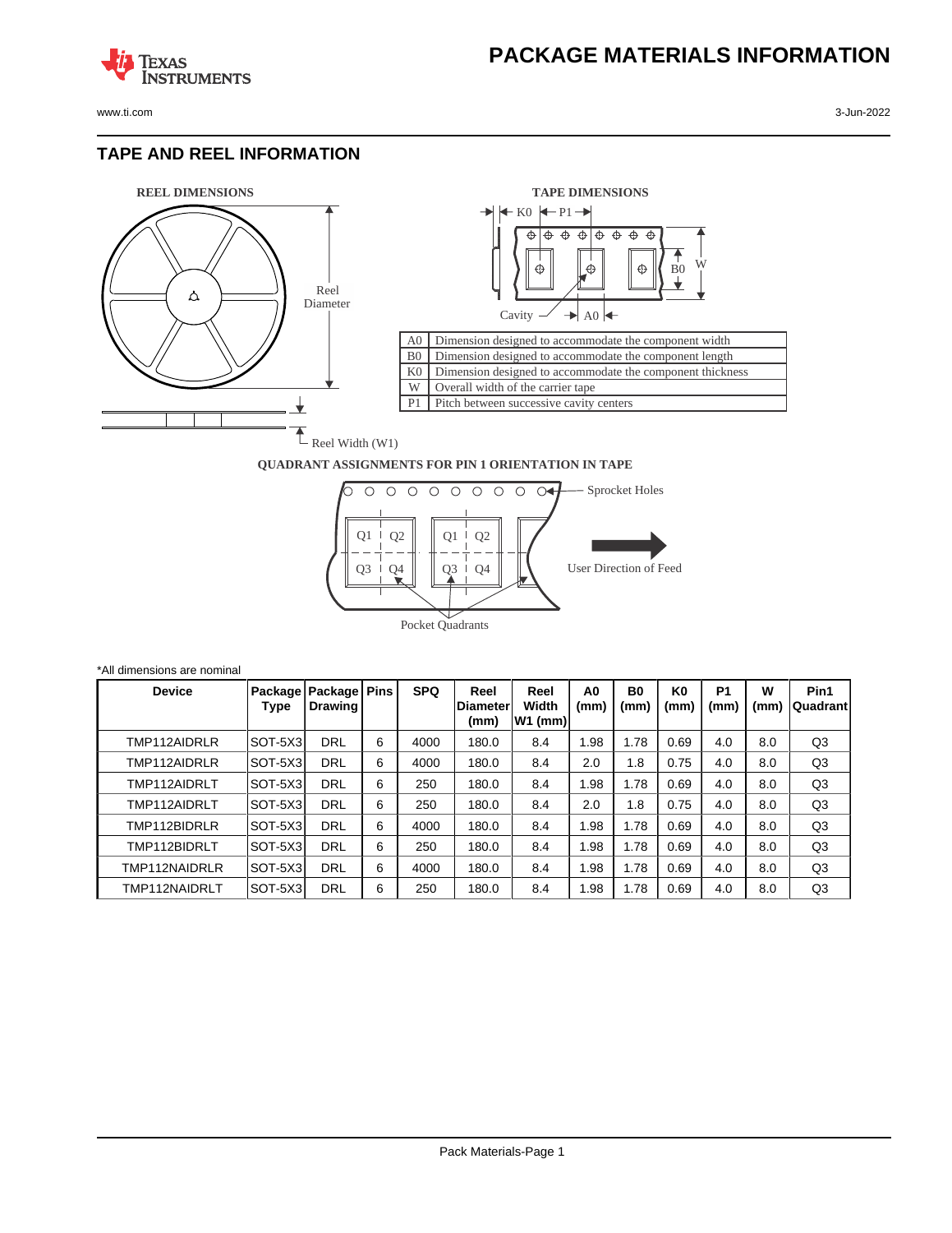# PACKAGE MATERIALS INFORMATION

## TAPE AND REEL INFORMATION

**REEL DIMENSIONS**

Reel Diameter

Reel Width (W1)

**TAPE DIMENSIONS**

K0 P1

B0 W

Cavity A0

| | |
|---|---|
| A0 | Dimension designed to accommodate the component width |
| B0 | Dimension designed to accommodate the component length |
| K0 | Dimension designed to accommodate the component thickness |
| W | Overall width of the carrier tape |
| P1 | Pitch between successive cavity centers |

**QUADRANT ASSIGNMENTS FOR PIN 1 ORIENTATION IN TAPE**

Sprocket Holes

Q1 Q2 Q1 Q2

Q3 Q4 Q3 Q4

User Direction of Feed

Pocket Quadrants

*All dimensions are nominal

| Device | Package Type | Package Drawing | Pins | SPQ | Reel Diameter (mm) | Reel Width W1 (mm) | A0 (mm) | B0 (mm) | K0 (mm) | P1 (mm) | W (mm) | Pin1 Quadrant |
|---|---|---|---|---|---|---|---|---|---|---|---|---|
| TMP112AIDRLR | SOT-5X3 | DRL | 6 | 4000 | 180.0 | 8.4 | 1.98 | 1.78 | 0.69 | 4.0 | 8.0 | Q3 |
| TMP112AIDRLR | SOT-5X3 | DRL | 6 | 4000 | 180.0 | 8.4 | 2.0 | 1.8 | 0.75 | 4.0 | 8.0 | Q3 |
| TMP112AIDRLT | SOT-5X3 | DRL | 6 | 250 | 180.0 | 8.4 | 1.98 | 1.78 | 0.69 | 4.0 | 8.0 | Q3 |
| TMP112AIDRLT | SOT-5X3 | DRL | 6 | 250 | 180.0 | 8.4 | 2.0 | 1.8 | 0.75 | 4.0 | 8.0 | Q3 |
| TMP112BIDRLR | SOT-5X3 | DRL | 6 | 4000 | 180.0 | 8.4 | 1.98 | 1.78 | 0.69 | 4.0 | 8.0 | Q3 |
| TMP112BIDRLT | SOT-5X3 | DRL | 6 | 250 | 180.0 | 8.4 | 1.98 | 1.78 | 0.69 | 4.0 | 8.0 | Q3 |
| TMP112NAIDRLR | SOT-5X3 | DRL | 6 | 4000 | 180.0 | 8.4 | 1.98 | 1.78 | 0.69 | 4.0 | 8.0 | Q3 |
| TMP112NAIDRLT | SOT-5X3 | DRL | 6 | 250 | 180.0 | 8.4 | 1.98 | 1.78 | 0.69 | 4.0 | 8.0 | Q3 |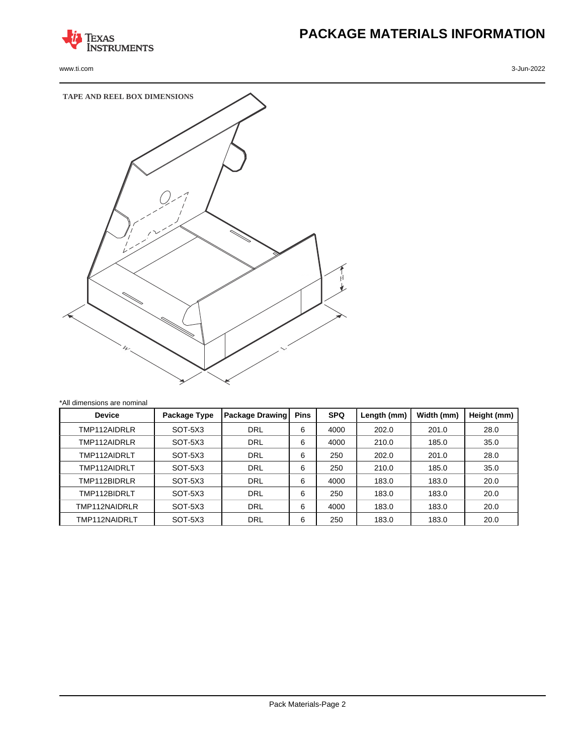# PACKAGE MATERIALS INFORMATION

TAPE AND REEL BOX DIMENSIONS

H

W

L

*All dimensions are nominal

| Device | Package Type | Package Drawing | Pins | SPQ | Length (mm) | Width (mm) | Height (mm) |
|---|---|---|---|---|---|---|---|
| TMP112AIDRLR | SOT-5X3 | DRL | 6 | 4000 | 202.0 | 201.0 | 28.0 |
| TMP112AIDRLR | SOT-5X3 | DRL | 6 | 4000 | 210.0 | 185.0 | 35.0 |
| TMP112AIDRLT | SOT-5X3 | DRL | 6 | 250 | 202.0 | 201.0 | 28.0 |
| TMP112AIDRLT | SOT-5X3 | DRL | 6 | 250 | 210.0 | 185.0 | 35.0 |
| TMP112BIDRLR | SOT-5X3 | DRL | 6 | 4000 | 183.0 | 183.0 | 20.0 |
| TMP112BIDRLT | SOT-5X3 | DRL | 6 | 250 | 183.0 | 183.0 | 20.0 |
| TMP112NAIDRLR | SOT-5X3 | DRL | 6 | 4000 | 183.0 | 183.0 | 20.0 |
| TMP112NAIDRLT | SOT-5X3 | DRL | 6 | 250 | 183.0 | 183.0 | 20.0 |